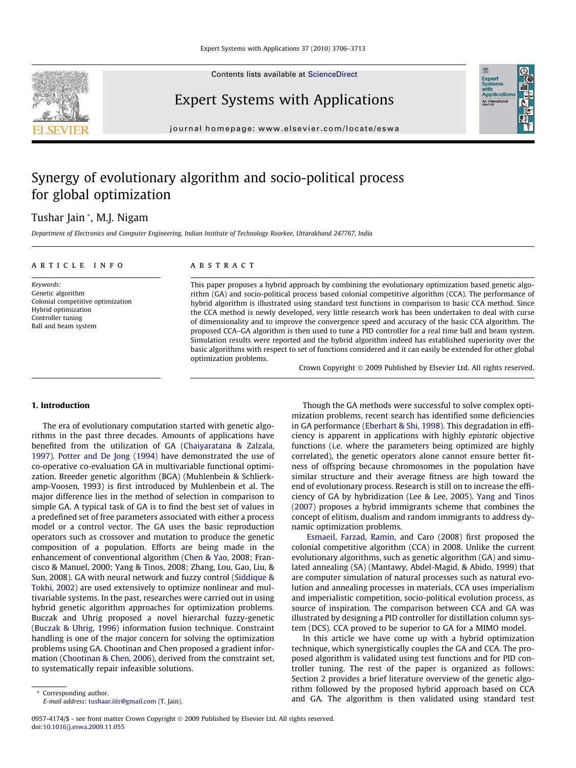# Synergy of evolutionary algorithm and socio-political process for global optimization

Tushar Jain *, M.J. Nigam

*Department of Electronics and Computer Engineering, Indian Institute of Technology Roorkee, Uttarakhand 247767, India*

**ARTICLE INFO**

*Keywords:*
Genetic algorithm
Colonial competitive optimization
Hybrid optimization
Controller tuning
Ball and beam system

**ABSTRACT**

This paper proposes a hybrid approach by combining the evolutionary optimization based genetic algorithm (GA) and socio-political process based colonial competitive algorithm (CCA). The performance of hybrid algorithm is illustrated using standard test functions in comparison to basic CCA method. Since the CCA method is newly developed, very little research work has been undertaken to deal with curse of dimensionality and to improve the convergence speed and accuracy of the basic CCA algorithm. The proposed CCA–GA algorithm is then used to tune a PID controller for a real time ball and beam system. Simulation results were reported and the hybrid algorithm indeed has established superiority over the basic algorithms with respect to set of functions considered and it can easily be extended for other global optimization problems.

Crown Copyright © 2009 Published by Elsevier Ltd. All rights reserved.

## 1. Introduction

The era of evolutionary computation started with genetic algorithms in the past three decades. Amounts of applications have benefited from the utilization of GA (Chaiyaratana & Zalzala, 1997). Potter and De Jong (1994) have demonstrated the use of co-operative co-evaluation GA in multivariable functional optimization. Breeder genetic algorithm (BGA) (Muhlenbein & Schlierkamp-Voosen, 1993) is first introduced by Muhlenbein et al. The major difference lies in the method of selection in comparison to simple GA. A typical task of GA is to find the best set of values in a predefined set of free parameters associated with either a process model or a control vector. The GA uses the basic reproduction operators such as crossover and mutation to produce the genetic composition of a population. Efforts are being made in the enhancement of conventional algorithm (Chen & Yao, 2008; Francisco & Manuel, 2000; Yang & Tinos, 2008; Zhang, Lou, Gao, Liu, & Sun, 2008). GA with neural network and fuzzy control (Siddique & Tokhi, 2002) are used extensively to optimize nonlinear and multivariable systems. In the past, researches were carried out in using hybrid genetic algorithm approaches for optimization problems. Buczak and Uhrig proposed a novel hierarchical fuzzy-genetic (Buczak & Uhrig, 1996) information fusion technique. Constraint handling is one of the major concern for solving the optimization problems using GA. Chootinan and Chen proposed a gradient information (Chootinan & Chen, 2006), derived from the constraint set, to systematically repair infeasible solutions.

Though the GA methods were successful to solve complex optimization problems, recent search has identified some deficiencies in GA performance (Eberhart & Shi, 1998). This degradation in efficiency is apparent in applications with highly *epistatic* objective functions (i.e. where the parameters being optimized are highly correlated), the genetic operators alone cannot ensure better fitness of offspring because chromosomes in the population have similar structure and their average fitness are high toward the end of evolutionary process. Research is still on to increase the efficiency of GA by hybridization (Lee & Lee, 2005). Yang and Tinos (2007) proposes a hybrid immigrants scheme that combines the concept of elitism, dualism and random immigrants to address dynamic optimization problems.

Esmaeil, Farzad, Ramin, and Caro (2008) first proposed the colonial competitive algorithm (CCA) in 2008. Unlike the current evolutionary algorithms, such as genetic algorithm (GA) and simulated annealing (SA) (Mantawy, Abdel-Magid, & Abido, 1999) that are computer simulation of natural processes such as natural evolution and annealing processes in materials, CCA uses imperialism and imperialistic competition, socio-political evolution process, as source of inspiration. The comparison between CCA and GA was illustrated by designing a PID controller for distillation column system (DCS). CCA proved to be superior to GA for a MIMO model.

In this article we have come up with a hybrid optimization technique, which synergistically couples the GA and CCA. The proposed algorithm is validated using test functions and for PID controller tuning. The rest of the paper is organized as follows: Section 2 provides a brief literature overview of the genetic algorithm followed by the proposed hybrid approach based on CCA and GA. The algorithm is then validated using standard test

* Corresponding author.
E-mail address: tushaar.iitr@gmail.com (T. Jain).

0957-4174/$ - see front matter Crown Copyright © 2009 Published by Elsevier Ltd. All rights reserved.
doi:10.1016/j.eswa.2009.11.055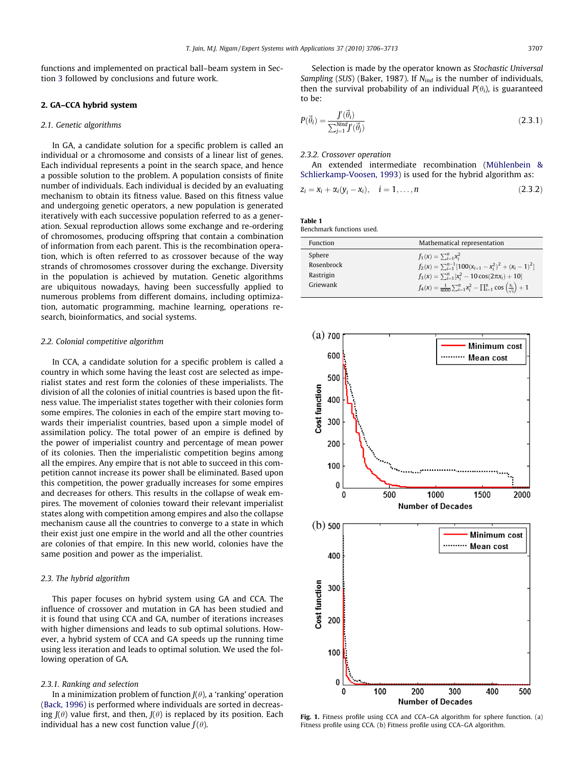functions and implemented on practical ball–beam system in Section 3 followed by conclusions and future work.

## 2. GA–CCA hybrid system

### 2.1. Genetic algorithms

In GA, a candidate solution for a specific problem is called an individual or a chromosome and consists of a linear list of genes. Each individual represents a point in the search space, and hence a possible solution to the problem. A population consists of finite number of individuals. Each individual is decided by an evaluating mechanism to obtain its fitness value. Based on this fitness value and undergoing genetic operators, a new population is generated iteratively with each successive population referred to as a generation. Sexual reproduction allows some exchange and re-ordering of chromosomes, producing offspring that contain a combination of information from each parent. This is the recombination operation, which is often referred to as crossover because of the way strands of chromosomes crossover during the exchange. Diversity in the population is achieved by mutation. Genetic algorithms are ubiquitous nowadays, having been successfully applied to numerous problems from different domains, including optimization, automatic programming, machine learning, operations research, bioinformatics, and social systems.

### 2.2. Colonial competitive algorithm

In CCA, a candidate solution for a specific problem is called a country in which some having the least cost are selected as imperialist states and rest form the colonies of these imperialists. The division of all the colonies of initial countries is based upon the fitness value. The imperialist states together with their colonies form some empires. The colonies in each of the empire start moving towards their imperialist countries, based upon a simple model of assimilation policy. The total power of an empire is defined by the power of imperialist country and percentage of mean power of its colonies. Then the imperialistic competition begins among all the empires. Any empire that is not able to succeed in this competition cannot increase its power shall be eliminated. Based upon this competition, the power gradually increases for some empires and decreases for others. This results in the collapse of weak empires. The movement of colonies toward their relevant imperialist states along with competition among empires and also the collapse mechanism cause all the countries to converge to a state in which their exist just one empire in the world and all the other countries are colonies of that empire. In this new world, colonies have the same position and power as the imperialist.

### 2.3. The hybrid algorithm

This paper focuses on hybrid system using GA and CCA. The influence of crossover and mutation in GA has been studied and it is found that using CCA and GA, number of iterations increases with higher dimensions and leads to sub optimal solutions. However, a hybrid system of CCA and GA speeds up the running time using less iteration and leads to optimal solution. We used the following operation of GA.

#### 2.3.1. Ranking and selection

In a minimization problem of function $J(\theta)$, a 'ranking' operation (Back, 1996) is performed where individuals are sorted in decreasing $J(\theta)$ value first, and then, $J(\theta)$ is replaced by its position. Each individual has a new cost function value $J'(\theta)$.

Selection is made by the operator known as *Stochastic Universal Sampling* (*SUS*) (Baker, 1987). If $N_{ind}$ is the number of individuals, then the survival probability of an individual $P(\theta_i)$, is guaranteed to be:

$$P(\vec{\theta}_i) = \frac{J'(\vec{\theta}_i)}{\sum_{j=1}^{Nind} J'(\vec{\theta}_j)} \qquad (2.3.1)$$

#### 2.3.2. Crossover operation

An extended intermediate recombination (Mühlenbein & Schlierkamp-Voosen, 1993) is used for the hybrid algorithm as:

$$z_i = x_i + \alpha_i(y_i - x_i), \quad i = 1, \ldots, n \qquad (2.3.2)$$

**Table 1**
Benchmark functions used.

| Function | Mathematical representation |
|---|---|
| Sphere | $f_1(x) = \sum_{i=1}^{n} x_i^2$ |
| Rosenbrock | $f_2(x) = \sum_{i=1}^{n-1} [100(x_{i+1} - x_i^2)^2 + (x_i - 1)^2]$ |
| Rastrigin | $f_3(x) = \sum_{i=1}^{n} [x_i^2 - 10\cos(2\pi x_i) + 10]$ |
| Griewank | $f_4(x) = \frac{1}{4000}\sum_{i=1}^{n} x_i^2 - \prod_{i=1}^{n} \cos\left(\frac{x_i}{\sqrt{i}}\right) + 1$ |

(a)
Minimum cost
Mean cost
Cost function
Number of Decades
700 600 500 400 300 200 100 0
0 500 1000 1500 2000

(b)
Minimum cost
Mean cost
Cost function
Number of Decades
500 400 300 200 100 0
0 100 200 300 400 500

**Fig. 1.** Fitness profile using CCA and CCA–GA algorithm for sphere function. (a) Fitness profile using CCA. (b) Fitness profile using CCA–GA algorithm.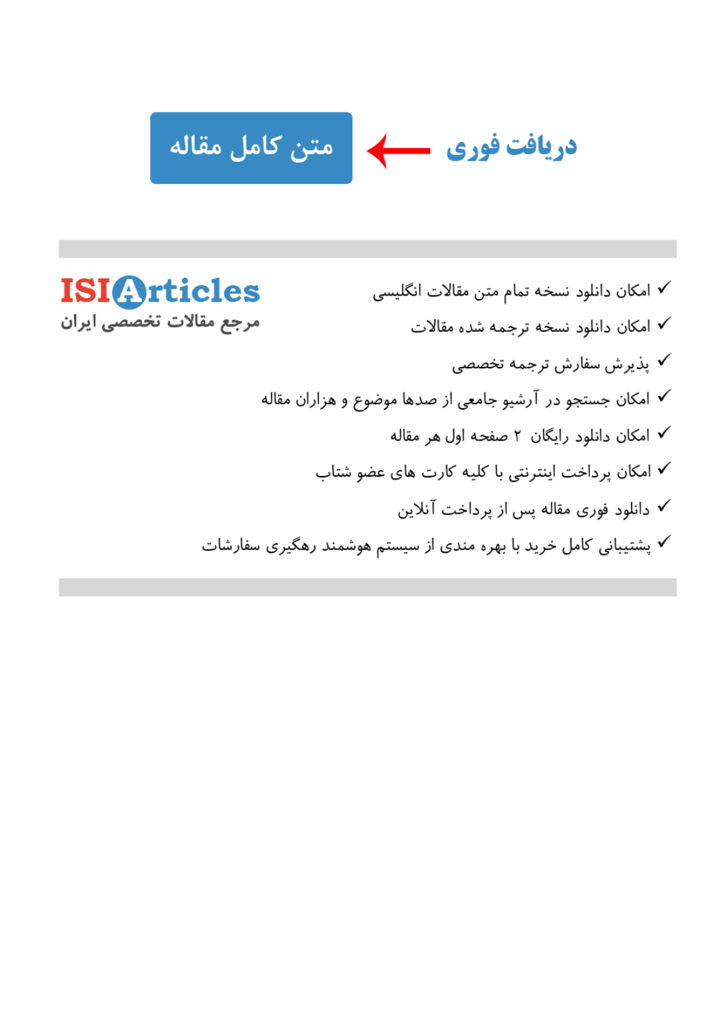دریافت فوری ← متن کامل مقاله

ISIArticles
مرجع مقالات تخصصی ایران

- ✓ امکان دانلود نسخه تمام متن مقالات انگلیسی
- ✓ امکان دانلود نسخه ترجمه شده مقالات
- ✓ پذیرش سفارش ترجمه تخصصی
- ✓ امکان جستجو در آرشیو جامعی از صدها موضوع و هزاران مقاله
- ✓ امکان دانلود رایگان ۲ صفحه اول هر مقاله
- ✓ امکان پرداخت اینترنتی با کلیه کارت های عضو شتاب
- ✓ دانلود فوری مقاله پس از پرداخت آنلاین
- ✓ پشتیبانی کامل خرید با بهره مندی از سیستم هوشمند رهگیری سفارشات